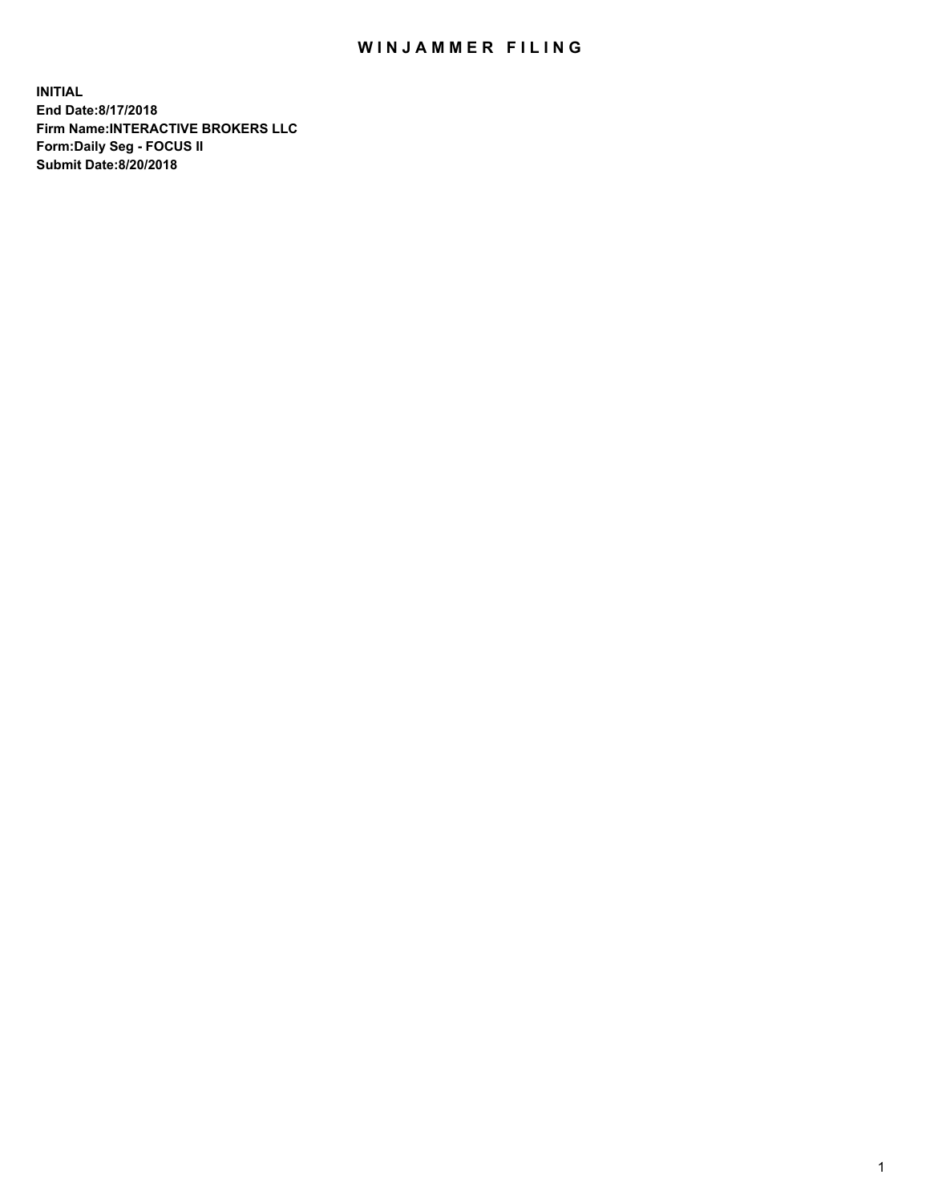# WINJAMMER FILING

**INITIAL**
**End Date:8/17/2018**
**Firm Name:INTERACTIVE BROKERS LLC**
**Form:Daily Seg - FOCUS II**
**Submit Date:8/20/2018**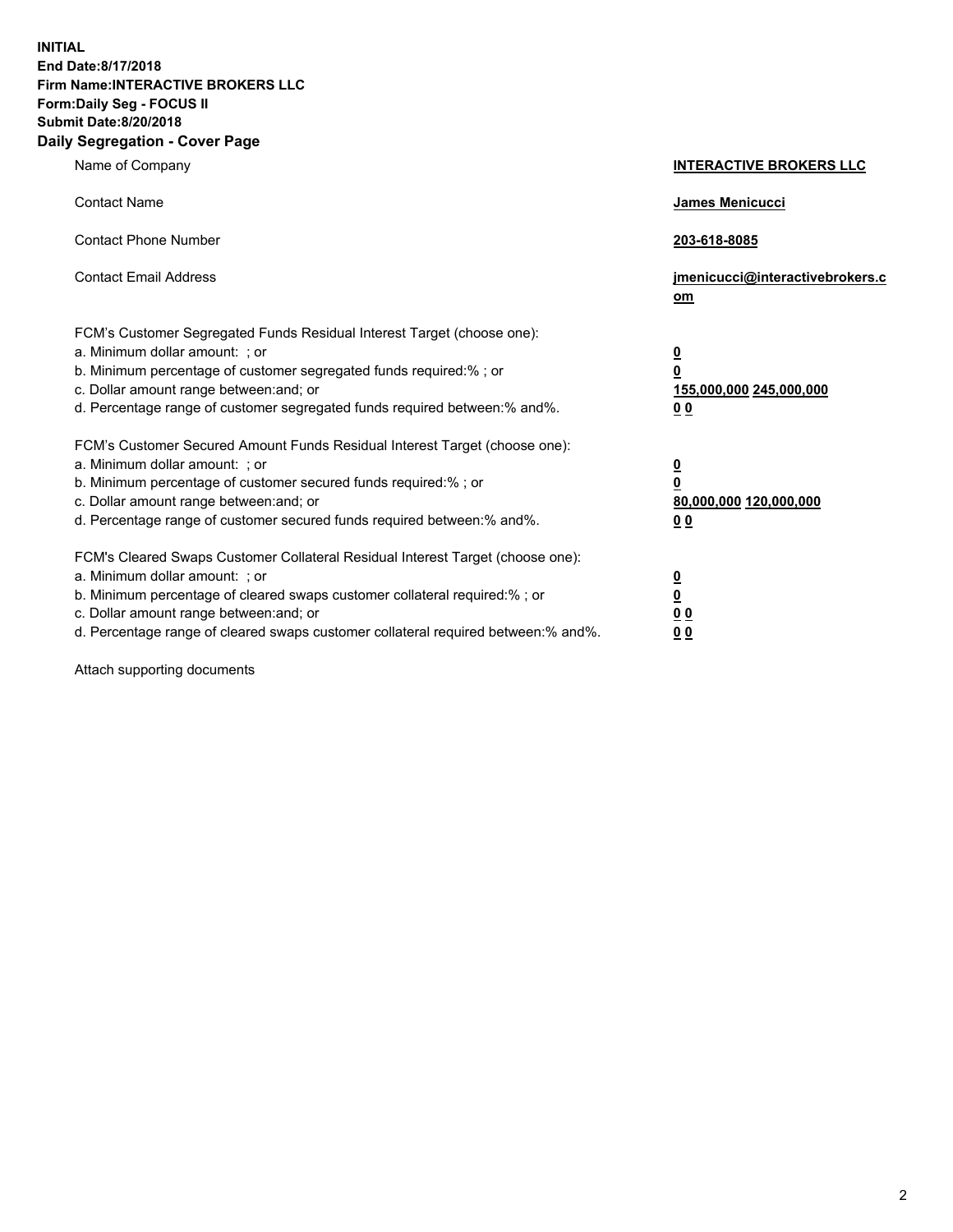**INITIAL**
**End Date:8/17/2018**
**Firm Name:INTERACTIVE BROKERS LLC**
**Form:Daily Seg - FOCUS II**
**Submit Date:8/20/2018**

## Daily Segregation - Cover Page

| | |
|---|---|
| Name of Company | **INTERACTIVE BROKERS LLC** |
| Contact Name | **James Menicucci** |
| Contact Phone Number | **203-618-8085** |
| Contact Email Address | **jmenicucci@interactivebrokers.com** |
| FCM's Customer Segregated Funds Residual Interest Target (choose one): | |
| a. Minimum dollar amount: ; or | **0** |
| b. Minimum percentage of customer segregated funds required:% ; or | **0** |
| c. Dollar amount range between:and; or | **155,000,000 245,000,000** |
| d. Percentage range of customer segregated funds required between:% and%. | **0 0** |
| FCM's Customer Secured Amount Funds Residual Interest Target (choose one): | |
| a. Minimum dollar amount: ; or | **0** |
| b. Minimum percentage of customer secured funds required:% ; or | **0** |
| c. Dollar amount range between:and; or | **80,000,000 120,000,000** |
| d. Percentage range of customer secured funds required between:% and%. | **0 0** |
| FCM's Cleared Swaps Customer Collateral Residual Interest Target (choose one): | |
| a. Minimum dollar amount: ; or | **0** |
| b. Minimum percentage of cleared swaps customer collateral required:% ; or | **0** |
| c. Dollar amount range between:and; or | **0 0** |
| d. Percentage range of cleared swaps customer collateral required between:% and%. | **0 0** |

Attach supporting documents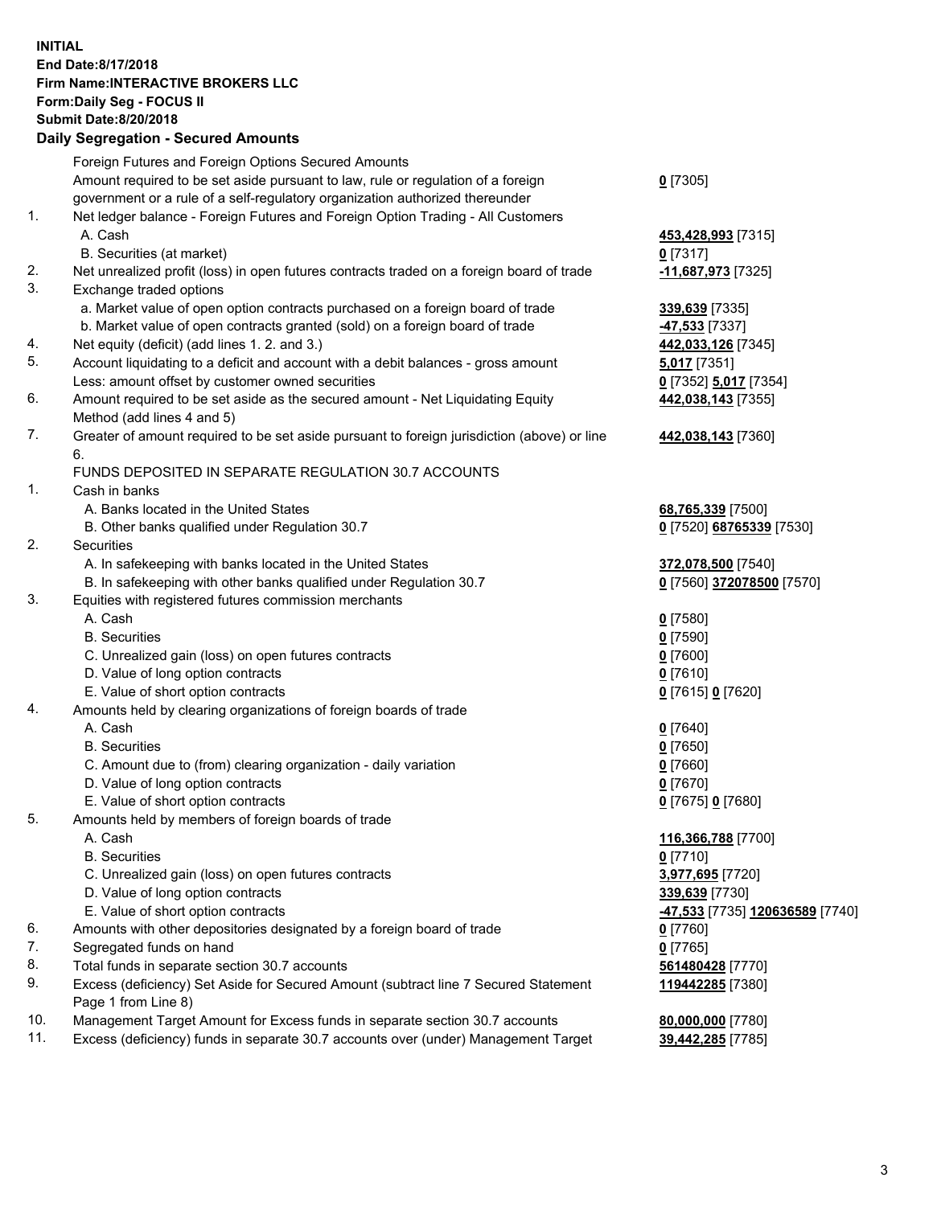**INITIAL**
**End Date:8/17/2018**
**Firm Name:INTERACTIVE BROKERS LLC**
**Form:Daily Seg - FOCUS II**
**Submit Date:8/20/2018**

**Daily Segregation - Secured Amounts**

| | | |
|---|---|---|
| | Foreign Futures and Foreign Options Secured Amounts | |
| | Amount required to be set aside pursuant to law, rule or regulation of a foreign government or a rule of a self-regulatory organization authorized thereunder | **0** [7305] |
| 1. | Net ledger balance - Foreign Futures and Foreign Option Trading - All Customers | |
| | A. Cash | **453,428,993** [7315] |
| | B. Securities (at market) | **0** [7317] |
| 2. | Net unrealized profit (loss) in open futures contracts traded on a foreign board of trade | **-11,687,973** [7325] |
| 3. | Exchange traded options | |
| | a. Market value of open option contracts purchased on a foreign board of trade | **339,639** [7335] |
| | b. Market value of open contracts granted (sold) on a foreign board of trade | **-47,533** [7337] |
| 4. | Net equity (deficit) (add lines 1. 2. and 3.) | **442,033,126** [7345] |
| 5. | Account liquidating to a deficit and account with a debit balances - gross amount | **5,017** [7351] |
| | Less: amount offset by customer owned securities | **0** [7352] **5,017** [7354] |
| 6. | Amount required to be set aside as the secured amount - Net Liquidating Equity Method (add lines 4 and 5) | **442,038,143** [7355] |
| 7. | Greater of amount required to be set aside pursuant to foreign jurisdiction (above) or line 6. | **442,038,143** [7360] |
| | FUNDS DEPOSITED IN SEPARATE REGULATION 30.7 ACCOUNTS | |
| 1. | Cash in banks | |
| | A. Banks located in the United States | **68,765,339** [7500] |
| | B. Other banks qualified under Regulation 30.7 | **0** [7520] **68765339** [7530] |
| 2. | Securities | |
| | A. In safekeeping with banks located in the United States | **372,078,500** [7540] |
| | B. In safekeeping with other banks qualified under Regulation 30.7 | **0** [7560] **372078500** [7570] |
| 3. | Equities with registered futures commission merchants | |
| | A. Cash | **0** [7580] |
| | B. Securities | **0** [7590] |
| | C. Unrealized gain (loss) on open futures contracts | **0** [7600] |
| | D. Value of long option contracts | **0** [7610] |
| | E. Value of short option contracts | **0** [7615] **0** [7620] |
| 4. | Amounts held by clearing organizations of foreign boards of trade | |
| | A. Cash | **0** [7640] |
| | B. Securities | **0** [7650] |
| | C. Amount due to (from) clearing organization - daily variation | **0** [7660] |
| | D. Value of long option contracts | **0** [7670] |
| | E. Value of short option contracts | **0** [7675] **0** [7680] |
| 5. | Amounts held by members of foreign boards of trade | |
| | A. Cash | **116,366,788** [7700] |
| | B. Securities | **0** [7710] |
| | C. Unrealized gain (loss) on open futures contracts | **3,977,695** [7720] |
| | D. Value of long option contracts | **339,639** [7730] |
| | E. Value of short option contracts | **-47,533** [7735] **120636589** [7740] |
| 6. | Amounts with other depositories designated by a foreign board of trade | **0** [7760] |
| 7. | Segregated funds on hand | **0** [7765] |
| 8. | Total funds in separate section 30.7 accounts | **561480428** [7770] |
| 9. | Excess (deficiency) Set Aside for Secured Amount (subtract line 7 Secured Statement Page 1 from Line 8) | **119442285** [7380] |
| 10. | Management Target Amount for Excess funds in separate section 30.7 accounts | **80,000,000** [7780] |
| 11. | Excess (deficiency) funds in separate 30.7 accounts over (under) Management Target | **39,442,285** [7785] |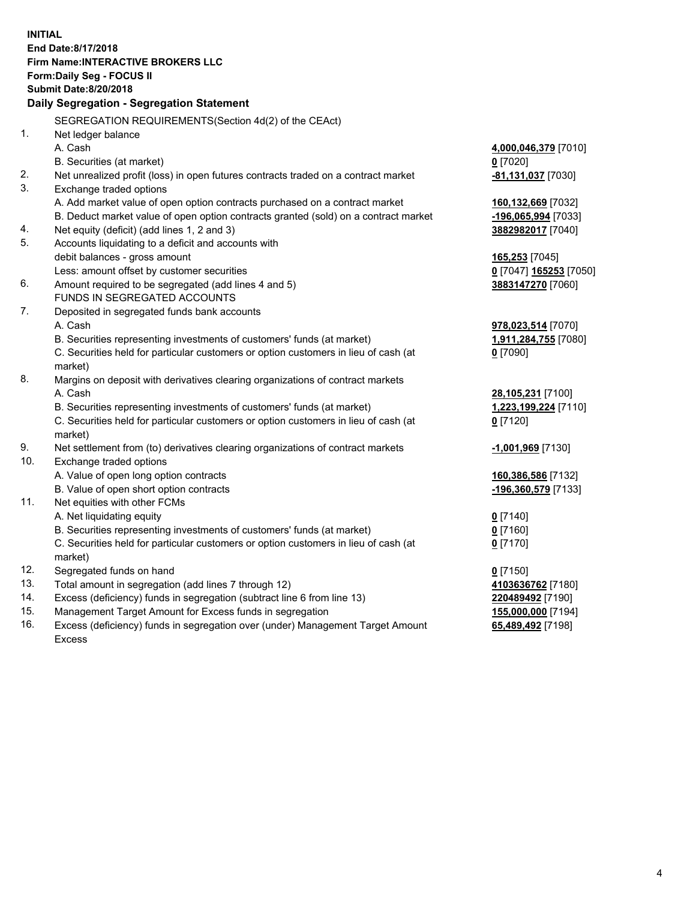**INITIAL**
**End Date:8/17/2018**
**Firm Name:INTERACTIVE BROKERS LLC**
**Form:Daily Seg - FOCUS II**
**Submit Date:8/20/2018**
**Daily Segregation - Segregation Statement**

| | | |
|---|---|---|
| | SEGREGATION REQUIREMENTS(Section 4d(2) of the CEAct) | |
| 1. | Net ledger balance | |
| | A. Cash | **4,000,046,379** [7010] |
| | B. Securities (at market) | **0** [7020] |
| 2. | Net unrealized profit (loss) in open futures contracts traded on a contract market | **-81,131,037** [7030] |
| 3. | Exchange traded options | |
| | A. Add market value of open option contracts purchased on a contract market | **160,132,669** [7032] |
| | B. Deduct market value of open option contracts granted (sold) on a contract market | **-196,065,994** [7033] |
| 4. | Net equity (deficit) (add lines 1, 2 and 3) | **3882982017** [7040] |
| 5. | Accounts liquidating to a deficit and accounts with | |
| | debit balances - gross amount | **165,253** [7045] |
| | Less: amount offset by customer securities | **0** [7047] **165253** [7050] |
| 6. | Amount required to be segregated (add lines 4 and 5) | **3883147270** [7060] |
| | FUNDS IN SEGREGATED ACCOUNTS | |
| 7. | Deposited in segregated funds bank accounts | |
| | A. Cash | **978,023,514** [7070] |
| | B. Securities representing investments of customers' funds (at market) | **1,911,284,755** [7080] |
| | C. Securities held for particular customers or option customers in lieu of cash (at market) | **0** [7090] |
| 8. | Margins on deposit with derivatives clearing organizations of contract markets | |
| | A. Cash | **28,105,231** [7100] |
| | B. Securities representing investments of customers' funds (at market) | **1,223,199,224** [7110] |
| | C. Securities held for particular customers or option customers in lieu of cash (at market) | **0** [7120] |
| 9. | Net settlement from (to) derivatives clearing organizations of contract markets | **-1,001,969** [7130] |
| 10. | Exchange traded options | |
| | A. Value of open long option contracts | **160,386,586** [7132] |
| | B. Value of open short option contracts | **-196,360,579** [7133] |
| 11. | Net equities with other FCMs | |
| | A. Net liquidating equity | **0** [7140] |
| | B. Securities representing investments of customers' funds (at market) | **0** [7160] |
| | C. Securities held for particular customers or option customers in lieu of cash (at market) | **0** [7170] |
| 12. | Segregated funds on hand | **0** [7150] |
| 13. | Total amount in segregation (add lines 7 through 12) | **4103636762** [7180] |
| 14. | Excess (deficiency) funds in segregation (subtract line 6 from line 13) | **220489492** [7190] |
| 15. | Management Target Amount for Excess funds in segregation | **155,000,000** [7194] |
| 16. | Excess (deficiency) funds in segregation over (under) Management Target Amount Excess | **65,489,492** [7198] |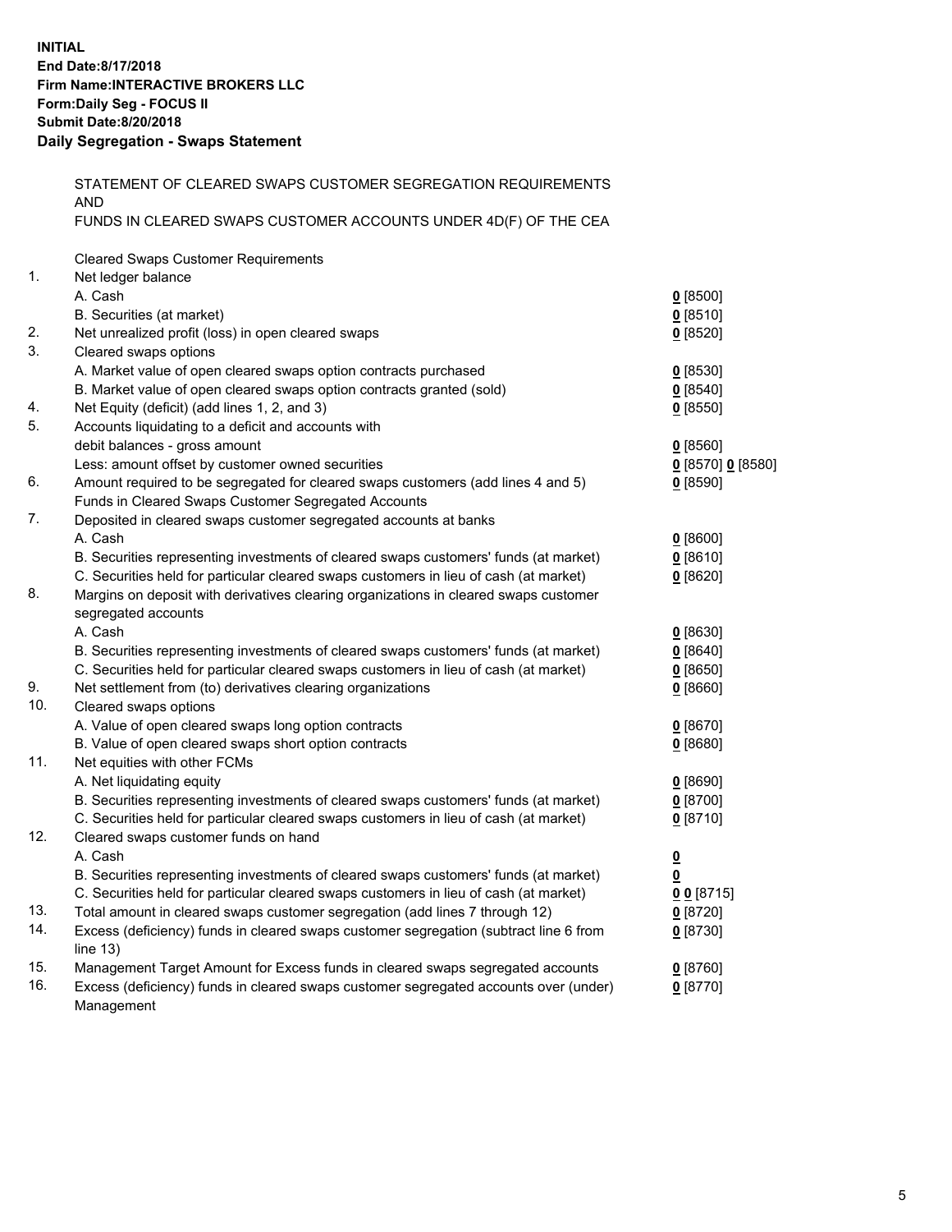**INITIAL**
**End Date:8/17/2018**
**Firm Name:INTERACTIVE BROKERS LLC**
**Form:Daily Seg - FOCUS II**
**Submit Date:8/20/2018**
**Daily Segregation - Swaps Statement**

STATEMENT OF CLEARED SWAPS CUSTOMER SEGREGATION REQUIREMENTS AND FUNDS IN CLEARED SWAPS CUSTOMER ACCOUNTS UNDER 4D(F) OF THE CEA

| | | |
|---|---|---|
| | Cleared Swaps Customer Requirements | |
| 1. | Net ledger balance | |
| | A. Cash | 0 [8500] |
| | B. Securities (at market) | 0 [8510] |
| 2. | Net unrealized profit (loss) in open cleared swaps | 0 [8520] |
| 3. | Cleared swaps options | |
| | A. Market value of open cleared swaps option contracts purchased | 0 [8530] |
| | B. Market value of open cleared swaps option contracts granted (sold) | 0 [8540] |
| 4. | Net Equity (deficit) (add lines 1, 2, and 3) | 0 [8550] |
| 5. | Accounts liquidating to a deficit and accounts with | |
| | debit balances - gross amount | 0 [8560] |
| | Less: amount offset by customer owned securities | 0 [8570] 0 [8580] |
| 6. | Amount required to be segregated for cleared swaps customers (add lines 4 and 5) | 0 [8590] |
| | Funds in Cleared Swaps Customer Segregated Accounts | |
| 7. | Deposited in cleared swaps customer segregated accounts at banks | |
| | A. Cash | 0 [8600] |
| | B. Securities representing investments of cleared swaps customers' funds (at market) | 0 [8610] |
| | C. Securities held for particular cleared swaps customers in lieu of cash (at market) | 0 [8620] |
| 8. | Margins on deposit with derivatives clearing organizations in cleared swaps customer segregated accounts | |
| | A. Cash | 0 [8630] |
| | B. Securities representing investments of cleared swaps customers' funds (at market) | 0 [8640] |
| | C. Securities held for particular cleared swaps customers in lieu of cash (at market) | 0 [8650] |
| 9. | Net settlement from (to) derivatives clearing organizations | 0 [8660] |
| 10. | Cleared swaps options | |
| | A. Value of open cleared swaps long option contracts | 0 [8670] |
| | B. Value of open cleared swaps short option contracts | 0 [8680] |
| 11. | Net equities with other FCMs | |
| | A. Net liquidating equity | 0 [8690] |
| | B. Securities representing investments of cleared swaps customers' funds (at market) | 0 [8700] |
| | C. Securities held for particular cleared swaps customers in lieu of cash (at market) | 0 [8710] |
| 12. | Cleared swaps customer funds on hand | |
| | A. Cash | 0 |
| | B. Securities representing investments of cleared swaps customers' funds (at market) | 0 |
| | C. Securities held for particular cleared swaps customers in lieu of cash (at market) | 0 0 [8715] |
| 13. | Total amount in cleared swaps customer segregation (add lines 7 through 12) | 0 [8720] |
| 14. | Excess (deficiency) funds in cleared swaps customer segregation (subtract line 6 from line 13) | 0 [8730] |
| 15. | Management Target Amount for Excess funds in cleared swaps segregated accounts | 0 [8760] |
| 16. | Excess (deficiency) funds in cleared swaps customer segregated accounts over (under) Management | 0 [8770] |